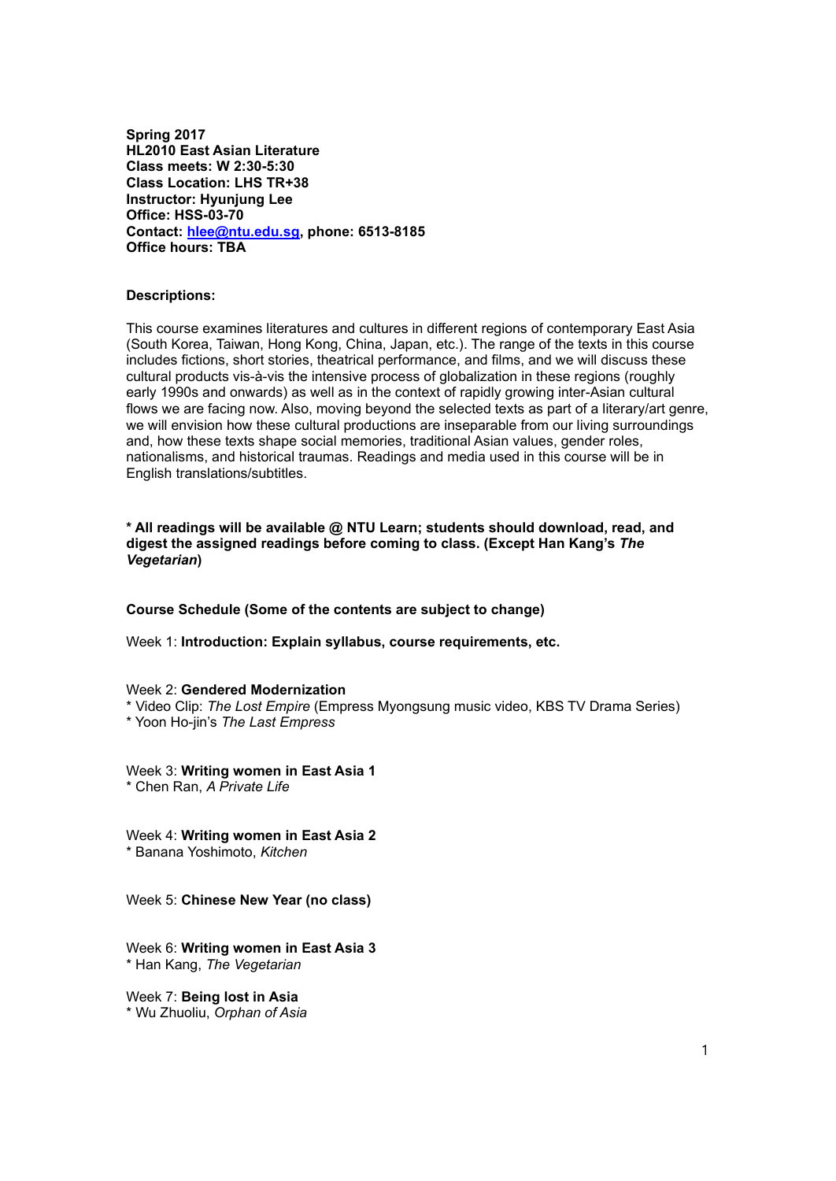**Spring 2017**
**HL2010 East Asian Literature**
**Class meets: W 2:30-5:30**
**Class Location: LHS TR+38**
**Instructor: Hyunjung Lee**
**Office: HSS-03-70**
**Contact: [hlee@ntu.edu.sg](mailto:hlee@ntu.edu.sg), phone: 6513-8185**
**Office hours: TBA**

**Descriptions:**

This course examines literatures and cultures in different regions of contemporary East Asia (South Korea, Taiwan, Hong Kong, China, Japan, etc.). The range of the texts in this course includes fictions, short stories, theatrical performance, and films, and we will discuss these cultural products vis-à-vis the intensive process of globalization in these regions (roughly early 1990s and onwards) as well as in the context of rapidly growing inter-Asian cultural flows we are facing now. Also, moving beyond the selected texts as part of a literary/art genre, we will envision how these cultural productions are inseparable from our living surroundings and, how these texts shape social memories, traditional Asian values, gender roles, nationalisms, and historical traumas. Readings and media used in this course will be in English translations/subtitles.

**\* All readings will be available @ NTU Learn; students should download, read, and digest the assigned readings before coming to class. (Except Han Kang's *The Vegetarian*)**

**Course Schedule (Some of the contents are subject to change)**

Week 1: **Introduction: Explain syllabus, course requirements, etc.**

Week 2: **Gendered Modernization**
\* Video Clip: *The Lost Empire* (Empress Myongsung music video, KBS TV Drama Series)
\* Yoon Ho-jin's *The Last Empress*

Week 3: **Writing women in East Asia 1**
\* Chen Ran, *A Private Life*

Week 4: **Writing women in East Asia 2**
\* Banana Yoshimoto, *Kitchen*

Week 5: **Chinese New Year (no class)**

Week 6: **Writing women in East Asia 3**
\* Han Kang, *The Vegetarian*

Week 7: **Being lost in Asia**
\* Wu Zhuoliu, *Orphan of Asia*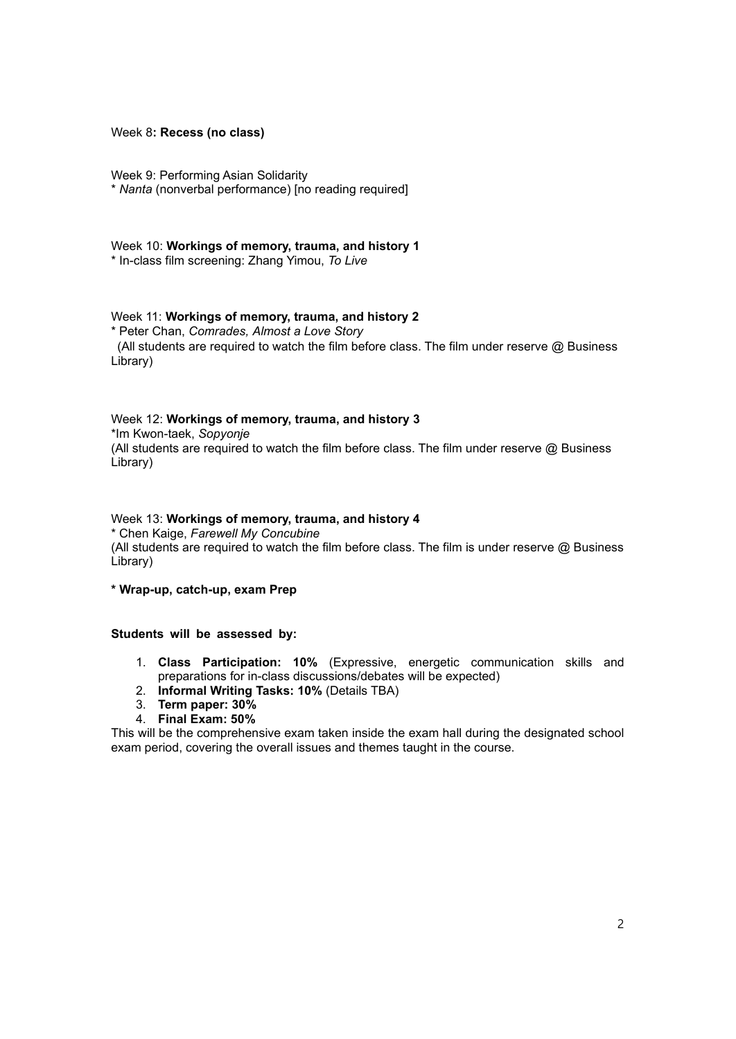Week 8**: Recess (no class)**

Week 9: Performing Asian Solidarity
* *Nanta* (nonverbal performance) [no reading required]

Week 10: **Workings of memory, trauma, and history 1**
* In-class film screening: Zhang Yimou, *To Live*

Week 11: **Workings of memory, trauma, and history 2**
* Peter Chan, *Comrades, Almost a Love Story*
(All students are required to watch the film before class. The film under reserve @ Business Library)

Week 12: **Workings of memory, trauma, and history 3**
*Im Kwon-taek, *Sopyonje*
(All students are required to watch the film before class. The film under reserve @ Business Library)

Week 13: **Workings of memory, trauma, and history 4**
* Chen Kaige, *Farewell My Concubine*
(All students are required to watch the film before class. The film is under reserve @ Business Library)

**\* Wrap-up, catch-up, exam Prep**

**Students will be assessed by:**

1. **Class Participation: 10%** (Expressive, energetic communication skills and preparations for in-class discussions/debates will be expected)
2. **Informal Writing Tasks: 10%** (Details TBA)
3. **Term paper: 30%**
4. **Final Exam: 50%**

This will be the comprehensive exam taken inside the exam hall during the designated school exam period, covering the overall issues and themes taught in the course.